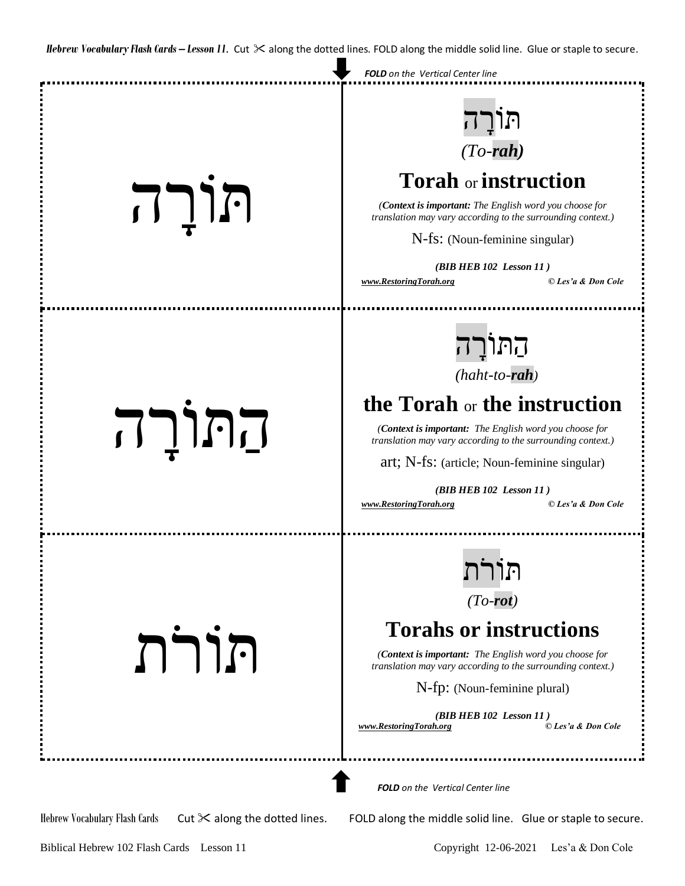**Hebrew Vocabulary Flash Cards – Lesson 11.** Cut ✂ along the dotted lines. FOLD along the middle solid line. Glue or staple to secure.

***FOLD** on the Vertical Center line*

תּוֹרָה

תּוֹרָה

*(To-**rah**)*

## **Torah** or **instruction**

*(**Context is important:** The English word you choose for translation may vary according to the surrounding context.)*

N-fs: (Noun-feminine singular)

***(BIB HEB 102 Lesson 11 )***

***www.RestoringTorah.org*** ***© Les'a & Don Cole***

---

הַתּוֹרָה

הַתּוֹרָה

*(haht-to-**rah**)*

## **the Torah** or **the instruction**

*(**Context is important:** The English word you choose for translation may vary according to the surrounding context.)*

art; N-fs: (article; Noun-feminine singular)

***(BIB HEB 102 Lesson 11 )***

***www.RestoringTorah.org*** ***© Les'a & Don Cole***

---

תּוֹרֹת

תּוֹרֹת

*(To-**rot**)*

## **Torahs or instructions**

*(**Context is important:** The English word you choose for translation may vary according to the surrounding context.)*

N-fp: (Noun-feminine plural)

***(BIB HEB 102 Lesson 11 )***

***www.RestoringTorah.org*** ***© Les'a & Don Cole***

***FOLD** on the Vertical Center line*

Hebrew Vocabulary Flash Cards Cut ✂ along the dotted lines. FOLD along the middle solid line. Glue or staple to secure.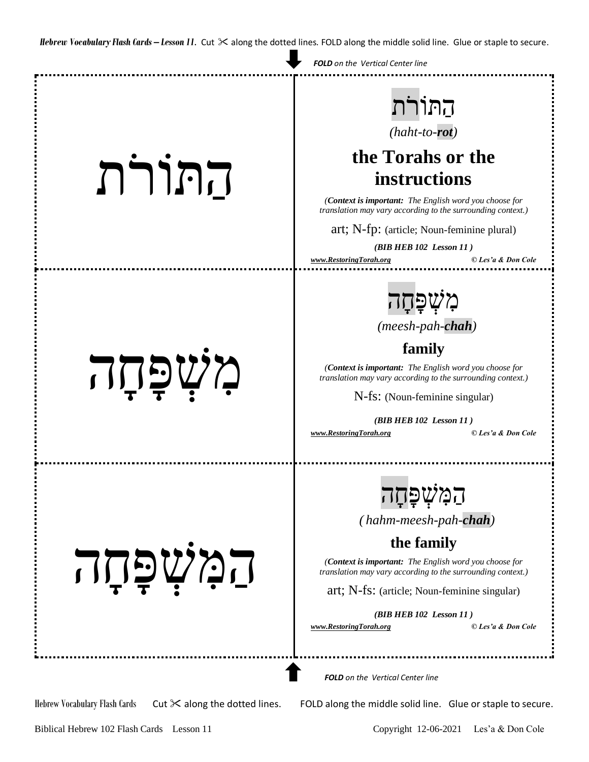***Hebrew Vocabulary Flash Cards – Lesson 11.*** Cut ✂ along the dotted lines. FOLD along the middle solid line. Glue or staple to secure.

***FOLD** on the Vertical Center line*

הַתּוֹרֹת

הַתּוֹרֹת

*(haht-to-**rot**)*

## the Torahs or the instructions

*(**Context is important:** The English word you choose for translation may vary according to the surrounding context.)*

art; N-fp: (article; Noun-feminine plural)

***(BIB HEB 102 Lesson 11 )***

***www.RestoringTorah.org*** ***© Les'a & Don Cole***

---

מִשְׁפָּחָה

מִשְׁפָּחָה

*(meesh-pah-**chah**)*

## family

*(**Context is important:** The English word you choose for translation may vary according to the surrounding context.)*

N-fs: (Noun-feminine singular)

***(BIB HEB 102 Lesson 11 )***

***www.RestoringTorah.org*** ***© Les'a & Don Cole***

---

הַמִּשְׁפָּחָה

הַמִּשְׁפָּחָה

*( hahm-meesh-pah-**chah**)*

## the family

*(**Context is important:** The English word you choose for translation may vary according to the surrounding context.)*

art; N-fs: (article; Noun-feminine singular)

***(BIB HEB 102 Lesson 11 )***

***www.RestoringTorah.org*** ***© Les'a & Don Cole***

***FOLD** on the Vertical Center line*

Hebrew Vocabulary Flash Cards Cut ✂ along the dotted lines. FOLD along the middle solid line. Glue or staple to secure.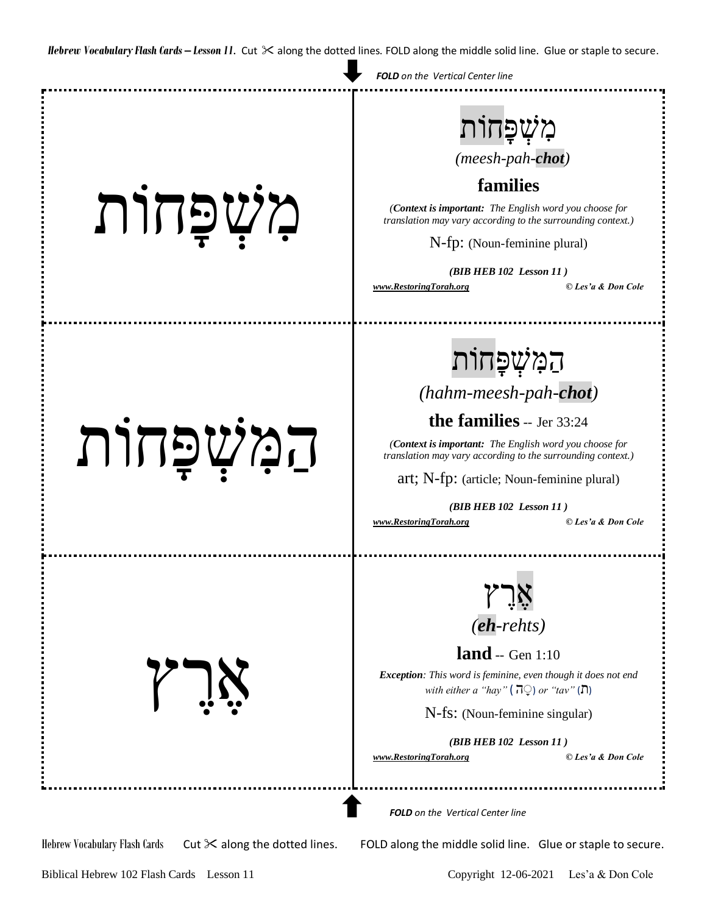***Hebrew Vocabulary Flash Cards – Lesson 11.*** Cut ✂ along the dotted lines. FOLD along the middle solid line. Glue or staple to secure.

***FOLD*** *on the Vertical Center line*

| | |
|---|---|
| מִשְׁפָּחוֹת | מִשְׁפָּחוֹת<br>*(meesh-pah-**chot**)*<br>**families**<br>*(**Context is important:** The English word you choose for translation may vary according to the surrounding context.)*<br>N-fp: (Noun-feminine plural)<br>***(BIB HEB 102 Lesson 11 )***<br>***www.RestoringTorah.org*** ***© Les'a & Don Cole*** |
| הַמִּשְׁפָּחוֹת | הַמִּשְׁפָּחוֹת<br>*(hahm-meesh-pah-**chot**)*<br>**the families** -- Jer 33:24<br>*(**Context is important:** The English word you choose for translation may vary according to the surrounding context.)*<br>art; N-fp: (article; Noun-feminine plural)<br>***(BIB HEB 102 Lesson 11 )***<br>***www.RestoringTorah.org*** ***© Les'a & Don Cole*** |
| אֶרֶץ | אֶרֶץ<br>*(**eh**-rehts)*<br>**land** -- Gen 1:10<br>***Exception**: This word is feminine, even though it does not end with either a "hay" (ָה) or "tav" (ת)*<br>N-fs: (Noun-feminine singular)<br>***(BIB HEB 102 Lesson 11 )***<br>***www.RestoringTorah.org*** ***© Les'a & Don Cole*** |

***FOLD*** *on the Vertical Center line*

Hebrew Vocabulary Flash Cards Cut ✂ along the dotted lines. FOLD along the middle solid line. Glue or staple to secure.

Biblical Hebrew 102 Flash Cards Lesson 11 Copyright 12-06-2021 Les'a & Don Cole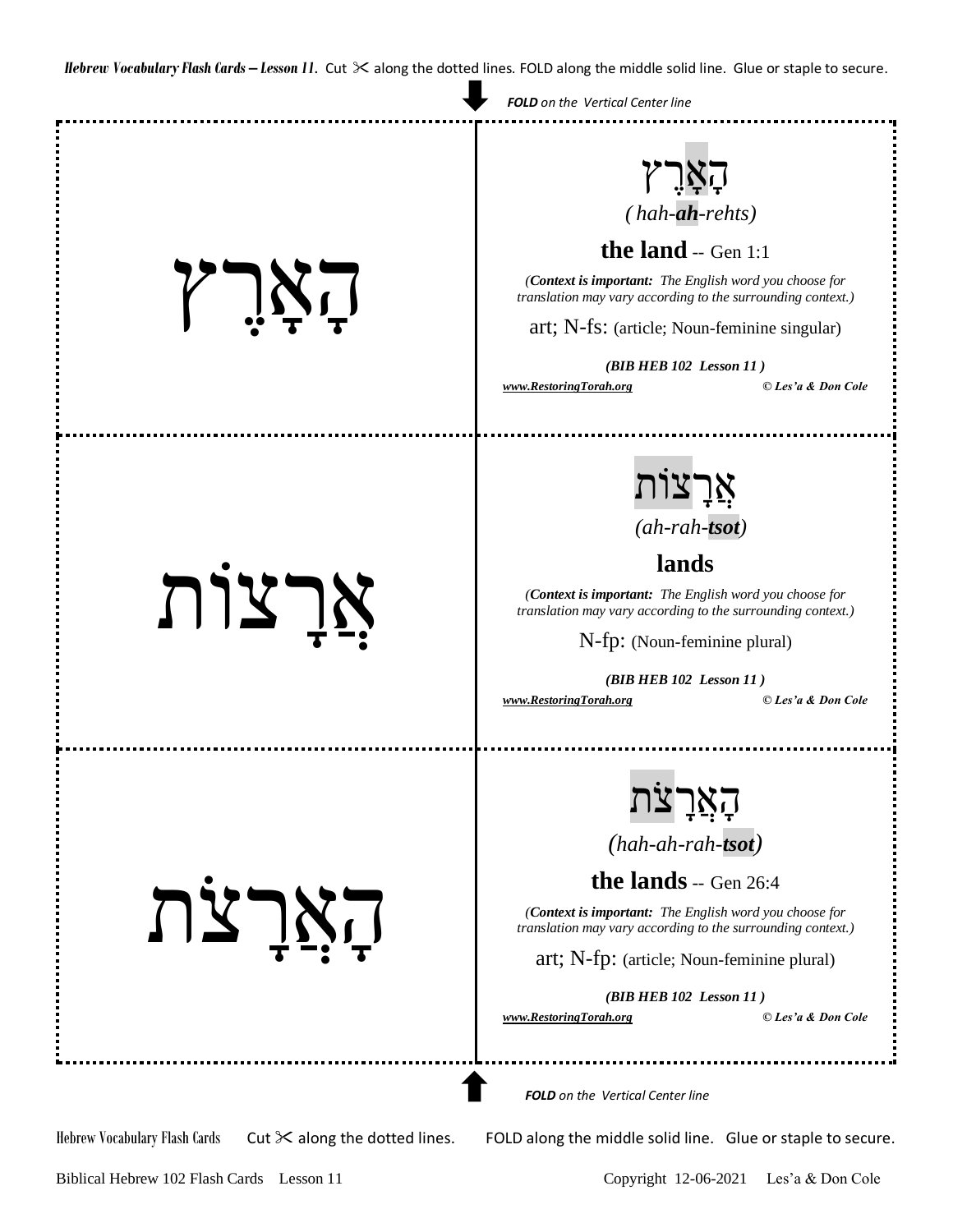*Hebrew Vocabulary Flash Cards – Lesson 11.* Cut ✂ along the dotted lines. FOLD along the middle solid line. Glue or staple to secure.

***FOLD** on the Vertical Center line*

| | |
|---|---|
| הָאָרֶץ | הָאָרֶץ<br>*( hah-**ah**-rehts)*<br>**the land** -- Gen 1:1<br>*(**Context is important:** The English word you choose for translation may vary according to the surrounding context.)*<br>art; N-fs: (article; Noun-feminine singular)<br>***(BIB HEB 102 Lesson 11 )***<br>***www.RestoringTorah.org*** ***© Les'a & Don Cole*** |
| אֲרָצוֹת | אֲרָצוֹת<br>*(ah-rah-**tsot**)*<br>**lands**<br>*(**Context is important:** The English word you choose for translation may vary according to the surrounding context.)*<br>N-fp: (Noun-feminine plural)<br>***(BIB HEB 102 Lesson 11 )***<br>***www.RestoringTorah.org*** ***© Les'a & Don Cole*** |
| הָאֲרָצֹת | הָאֲרָצֹת<br>*(hah-ah-rah-**tsot**)*<br>**the lands** -- Gen 26:4<br>*(**Context is important:** The English word you choose for translation may vary according to the surrounding context.)*<br>art; N-fp: (article; Noun-feminine plural)<br>***(BIB HEB 102 Lesson 11 )***<br>***www.RestoringTorah.org*** ***© Les'a & Don Cole*** |

***FOLD** on the Vertical Center line*

Hebrew Vocabulary Flash Cards Cut ✂ along the dotted lines. FOLD along the middle solid line. Glue or staple to secure.

Biblical Hebrew 102 Flash Cards Lesson 11 Copyright 12-06-2021 Les'a & Don Cole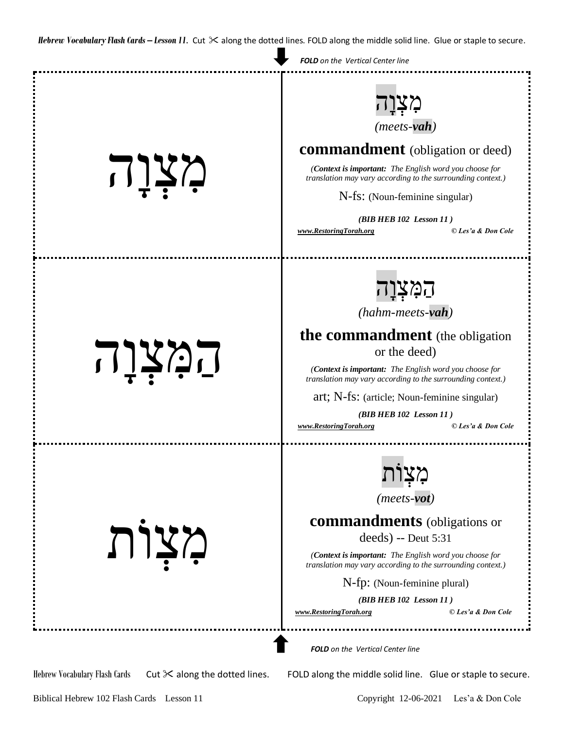**Hebrew Vocabulary Flash Cards – Lesson 11.** Cut ✂ along the dotted lines. FOLD along the middle solid line. Glue or staple to secure.

***FOLD** on the Vertical Center line*

---

# מִצְוָה

מִצְוָה

*(meets-**vah**)*

**commandment** (obligation or deed)

*(**Context is important:** The English word you choose for translation may vary according to the surrounding context.)*

N-fs: (Noun-feminine singular)

***(BIB HEB 102 Lesson 11 )***

***www.RestoringTorah.org*** ***© Les'a & Don Cole***

---

# הַמִּצְוָה

הַמִּצְוָה

*(hahm-meets-**vah**)*

**the commandment** (the obligation or the deed)

*(**Context is important:** The English word you choose for translation may vary according to the surrounding context.)*

art; N-fs: (article; Noun-feminine singular)

***(BIB HEB 102 Lesson 11 )***

***www.RestoringTorah.org*** ***© Les'a & Don Cole***

---

# מִצְוֹת

מִצְוֹת

*(meets-**vot**)*

**commandments** (obligations or deeds) -- Deut 5:31

*(**Context is important:** The English word you choose for translation may vary according to the surrounding context.)*

N-fp: (Noun-feminine plural)

***(BIB HEB 102 Lesson 11 )***

***www.RestoringTorah.org*** ***© Les'a & Don Cole***

---

***FOLD** on the Vertical Center line*

Hebrew Vocabulary Flash Cards Cut ✂ along the dotted lines. FOLD along the middle solid line. Glue or staple to secure.

Biblical Hebrew 102 Flash Cards Lesson 11 Copyright 12-06-2021 Les'a & Don Cole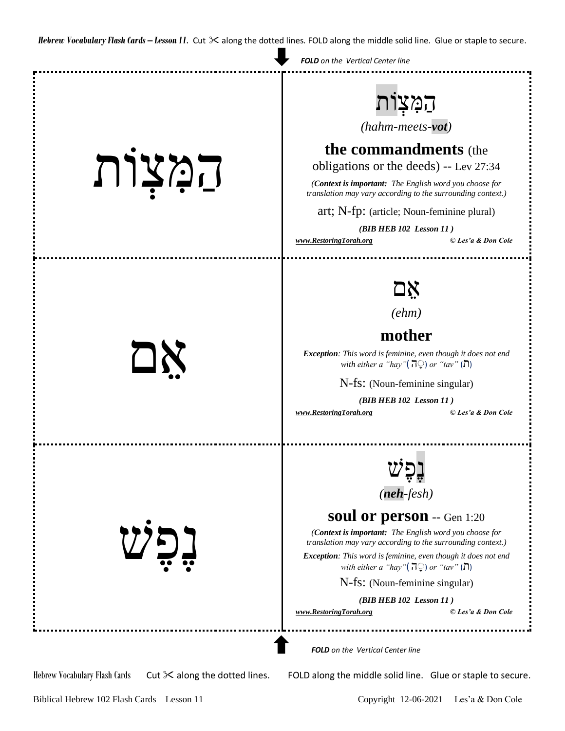**Hebrew Vocabulary Flash Cards – Lesson 11.** Cut ✂ along the dotted lines. FOLD along the middle solid line. Glue or staple to secure.

***FOLD** on the Vertical Center line*

# הַמִּצְוֹת

הַמִּצְוֹת

*(hahm-meets-**vot**)*

**the commandments** (the obligations or the deeds) -- Lev 27:34

*(**Context is important:** The English word you choose for translation may vary according to the surrounding context.)*

art; N-fp: (article; Noun-feminine plural)

***(BIB HEB 102 Lesson 11 )***

*www.RestoringTorah.org* *© Les'a & Don Cole*

---

# אֵם

אֵם

*(ehm)*

**mother**

***Exception**: This word is feminine, even though it does not end with either a "hay" (ָה) or "tav" (ת)*

N-fs: (Noun-feminine singular)

***(BIB HEB 102 Lesson 11 )***

*www.RestoringTorah.org* *© Les'a & Don Cole*

---

# נֶפֶשׁ

נֶפֶשׁ

*(**neh**-fesh)*

**soul or person** -- Gen 1:20

*(**Context is important:** The English word you choose for translation may vary according to the surrounding context.)*

***Exception**: This word is feminine, even though it does not end with either a "hay" (ָה) or "tav" (ת)*

N-fs: (Noun-feminine singular)

***(BIB HEB 102 Lesson 11 )***

*www.RestoringTorah.org* *© Les'a & Don Cole*

***FOLD** on the Vertical Center line*

Hebrew Vocabulary Flash Cards Cut ✂ along the dotted lines. FOLD along the middle solid line. Glue or staple to secure.

Biblical Hebrew 102 Flash Cards Lesson 11 Copyright 12-06-2021 Les'a & Don Cole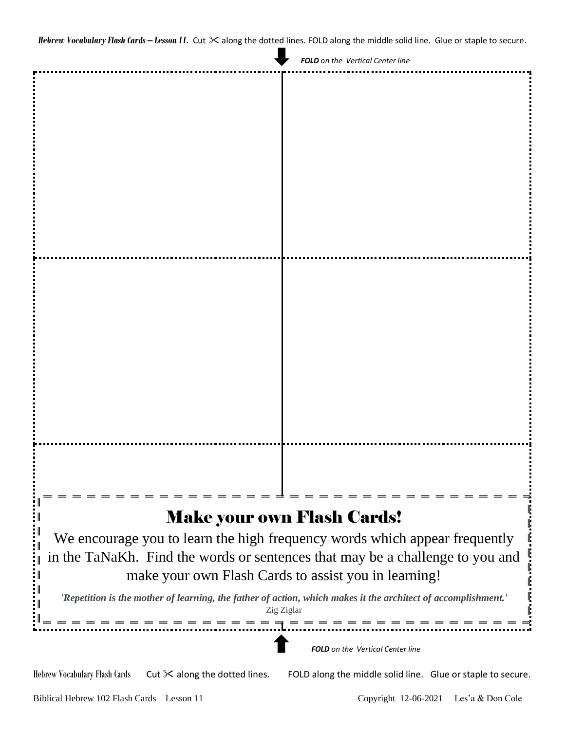***Hebrew Vocabulary Flash Cards – Lesson 11.*** Cut ✂ along the dotted lines. FOLD along the middle solid line. Glue or staple to secure.

***FOLD** on the Vertical Center line*

# Make your own Flash Cards!

We encourage you to learn the high frequency words which appear frequently in the TaNaKh. Find the words or sentences that may be a challenge to you and make your own Flash Cards to assist you in learning!

***'Repetition is the mother of learning, the father of action, which makes it the architect of accomplishment.'***

Zig Ziglar

***FOLD** on the Vertical Center line*

Hebrew Vocabulary Flash Cards Cut ✂ along the dotted lines. FOLD along the middle solid line. Glue or staple to secure.

Biblical Hebrew 102 Flash Cards Lesson 11 Copyright 12-06-2021 Les'a & Don Cole